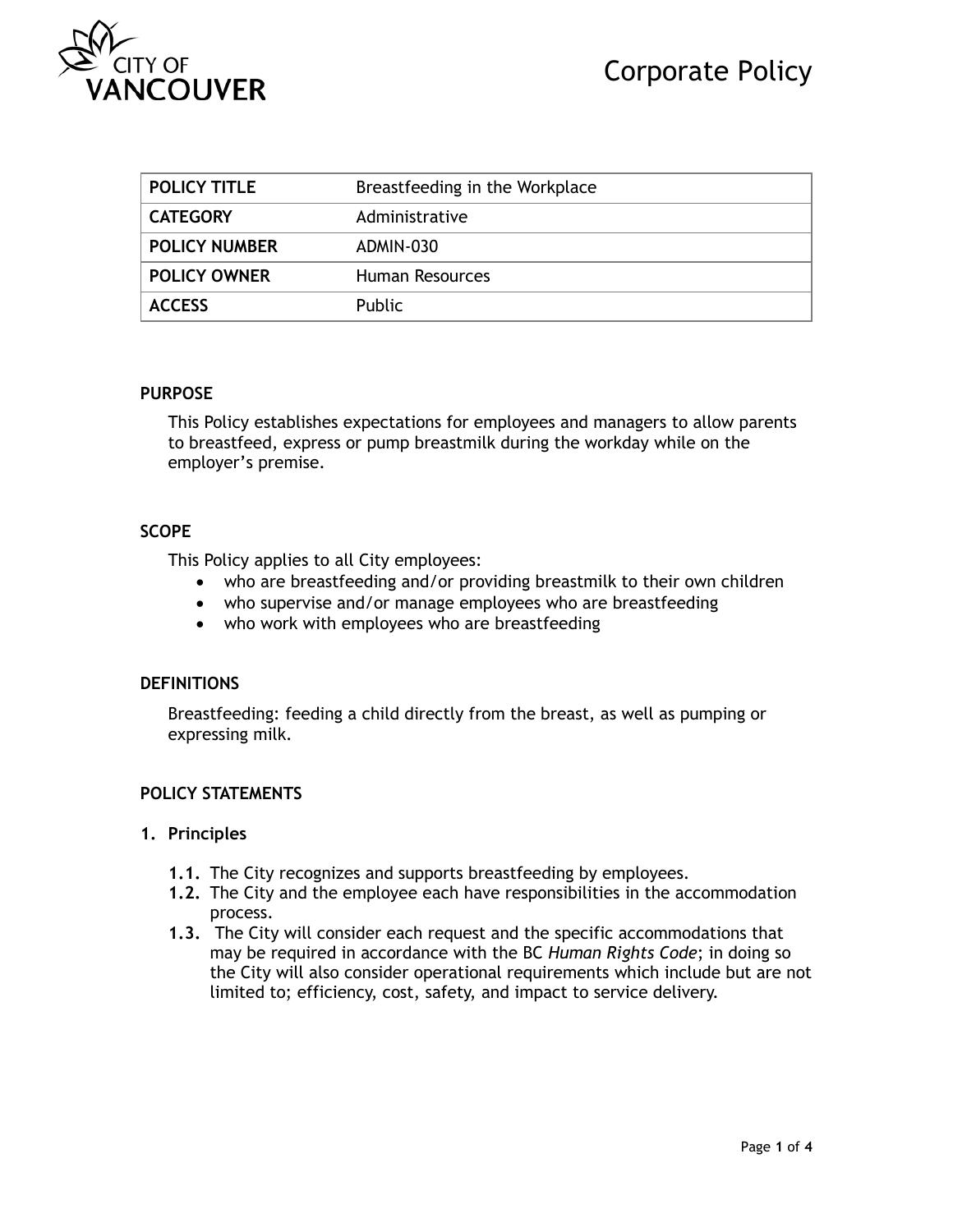# Corporate Policy

| POLICY TITLE | Breastfeeding in the Workplace |
|---|---|
| **CATEGORY** | Administrative |
| **POLICY NUMBER** | ADMIN-030 |
| **POLICY OWNER** | Human Resources |
| **ACCESS** | Public |

## PURPOSE

This Policy establishes expectations for employees and managers to allow parents to breastfeed, express or pump breastmilk during the workday while on the employer's premise.

## SCOPE

This Policy applies to all City employees:

- who are breastfeeding and/or providing breastmilk to their own children
- who supervise and/or manage employees who are breastfeeding
- who work with employees who are breastfeeding

## DEFINITIONS

Breastfeeding: feeding a child directly from the breast, as well as pumping or expressing milk.

## POLICY STATEMENTS

### 1. Principles

**1.1.** The City recognizes and supports breastfeeding by employees.

**1.2.** The City and the employee each have responsibilities in the accommodation process.

**1.3.** The City will consider each request and the specific accommodations that may be required in accordance with the BC *Human Rights Code*; in doing so the City will also consider operational requirements which include but are not limited to; efficiency, cost, safety, and impact to service delivery.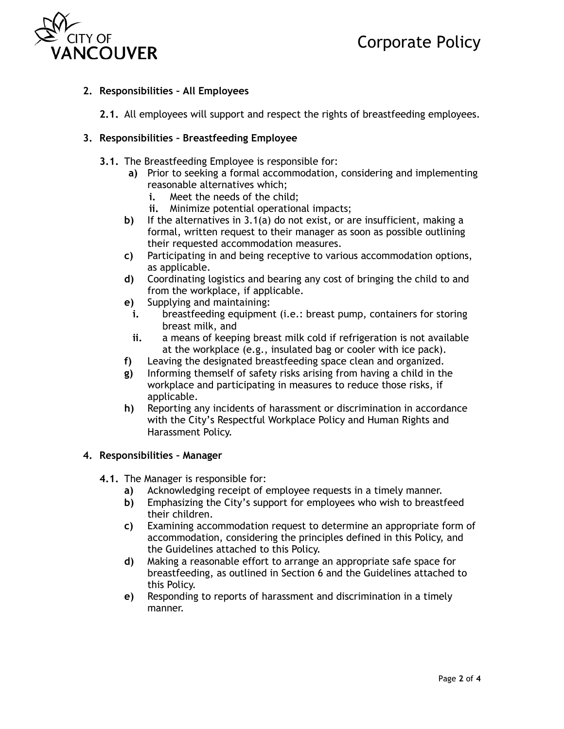## 2. Responsibilities – All Employees

**2.1.** All employees will support and respect the rights of breastfeeding employees.

## 3. Responsibilities – Breastfeeding Employee

**3.1.** The Breastfeeding Employee is responsible for:

- **a)** Prior to seeking a formal accommodation, considering and implementing reasonable alternatives which;
  - **i.** Meet the needs of the child;
  - **ii.** Minimize potential operational impacts;
- **b)** If the alternatives in 3.1(a) do not exist, or are insufficient, making a formal, written request to their manager as soon as possible outlining their requested accommodation measures.
- **c)** Participating in and being receptive to various accommodation options, as applicable.
- **d)** Coordinating logistics and bearing any cost of bringing the child to and from the workplace, if applicable.
- **e)** Supplying and maintaining:
  - **i.** breastfeeding equipment (i.e.: breast pump, containers for storing breast milk, and
  - **ii.** a means of keeping breast milk cold if refrigeration is not available at the workplace (e.g., insulated bag or cooler with ice pack).
- **f)** Leaving the designated breastfeeding space clean and organized.
- **g)** Informing themself of safety risks arising from having a child in the workplace and participating in measures to reduce those risks, if applicable.
- **h)** Reporting any incidents of harassment or discrimination in accordance with the City's Respectful Workplace Policy and Human Rights and Harassment Policy.

## 4. Responsibilities – Manager

**4.1.** The Manager is responsible for:

- **a)** Acknowledging receipt of employee requests in a timely manner.
- **b)** Emphasizing the City's support for employees who wish to breastfeed their children.
- **c)** Examining accommodation request to determine an appropriate form of accommodation, considering the principles defined in this Policy, and the Guidelines attached to this Policy.
- **d)** Making a reasonable effort to arrange an appropriate safe space for breastfeeding, as outlined in Section 6 and the Guidelines attached to this Policy.
- **e)** Responding to reports of harassment and discrimination in a timely manner.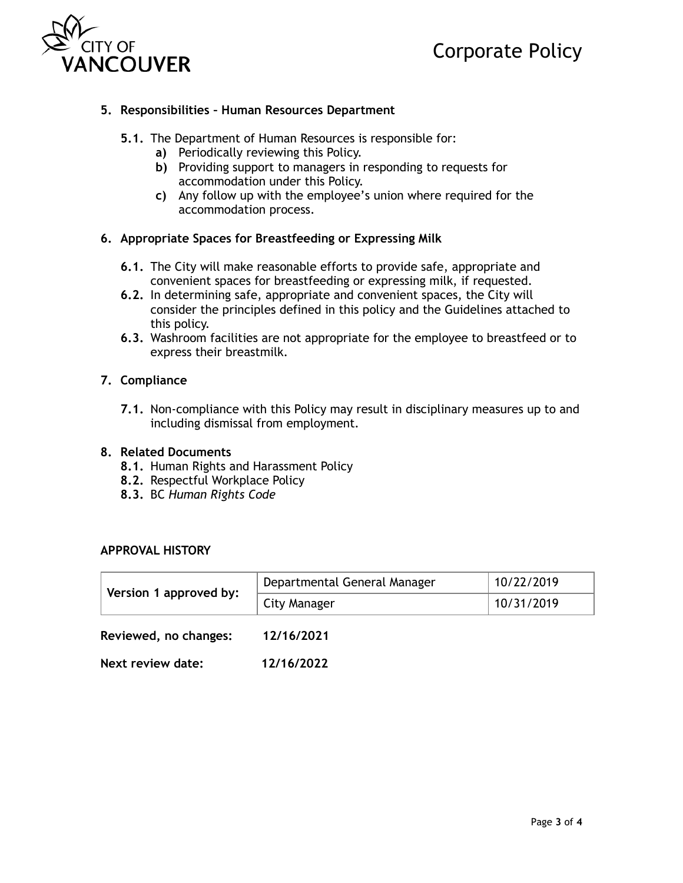## 5. Responsibilities – Human Resources Department

**5.1.** The Department of Human Resources is responsible for:

- **a)** Periodically reviewing this Policy.
- **b)** Providing support to managers in responding to requests for accommodation under this Policy.
- **c)** Any follow up with the employee's union where required for the accommodation process.

## 6. Appropriate Spaces for Breastfeeding or Expressing Milk

**6.1.** The City will make reasonable efforts to provide safe, appropriate and convenient spaces for breastfeeding or expressing milk, if requested.

**6.2.** In determining safe, appropriate and convenient spaces, the City will consider the principles defined in this policy and the Guidelines attached to this policy.

**6.3.** Washroom facilities are not appropriate for the employee to breastfeed or to express their breastmilk.

## 7. Compliance

**7.1.** Non-compliance with this Policy may result in disciplinary measures up to and including dismissal from employment.

## 8. Related Documents

**8.1.** Human Rights and Harassment Policy

**8.2.** Respectful Workplace Policy

**8.3.** BC *Human Rights Code*

### APPROVAL HISTORY

| Version 1 approved by: | Departmental General Manager | 10/22/2019 |
|---|---|---|
| | City Manager | 10/31/2019 |

**Reviewed, no changes:** **12/16/2021**

**Next review date:** **12/16/2022**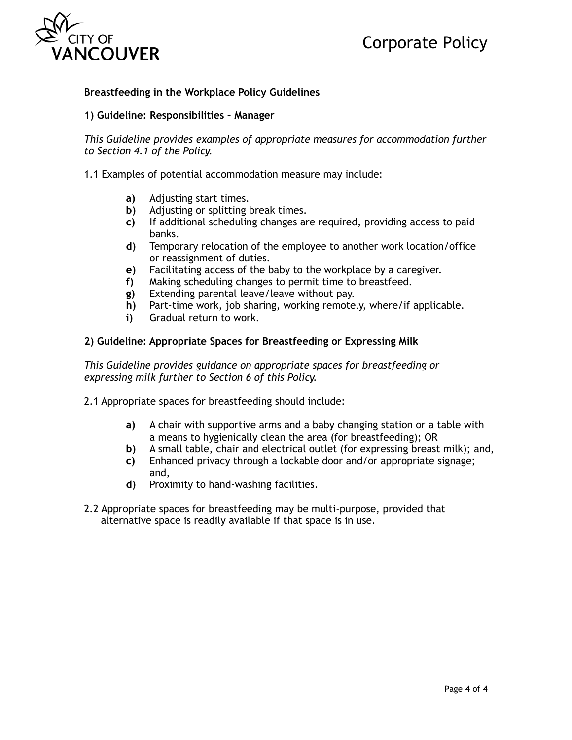**Breastfeeding in the Workplace Policy Guidelines**

**1) Guideline: Responsibilities – Manager**

*This Guideline provides examples of appropriate measures for accommodation further to Section 4.1 of the Policy.*

1.1 Examples of potential accommodation measure may include:

- **a)** Adjusting start times.
- **b)** Adjusting or splitting break times.
- **c)** If additional scheduling changes are required, providing access to paid banks.
- **d)** Temporary relocation of the employee to another work location/office or reassignment of duties.
- **e)** Facilitating access of the baby to the workplace by a caregiver.
- **f)** Making scheduling changes to permit time to breastfeed.
- **g)** Extending parental leave/leave without pay.
- **h)** Part-time work, job sharing, working remotely, where/if applicable.
- **i)** Gradual return to work.

**2) Guideline: Appropriate Spaces for Breastfeeding or Expressing Milk**

*This Guideline provides guidance on appropriate spaces for breastfeeding or expressing milk further to Section 6 of this Policy.*

2.1 Appropriate spaces for breastfeeding should include:

- **a)** A chair with supportive arms and a baby changing station or a table with a means to hygienically clean the area (for breastfeeding); OR
- **b)** A small table, chair and electrical outlet (for expressing breast milk); and,
- **c)** Enhanced privacy through a lockable door and/or appropriate signage; and,
- **d)** Proximity to hand-washing facilities.

2.2 Appropriate spaces for breastfeeding may be multi-purpose, provided that alternative space is readily available if that space is in use.